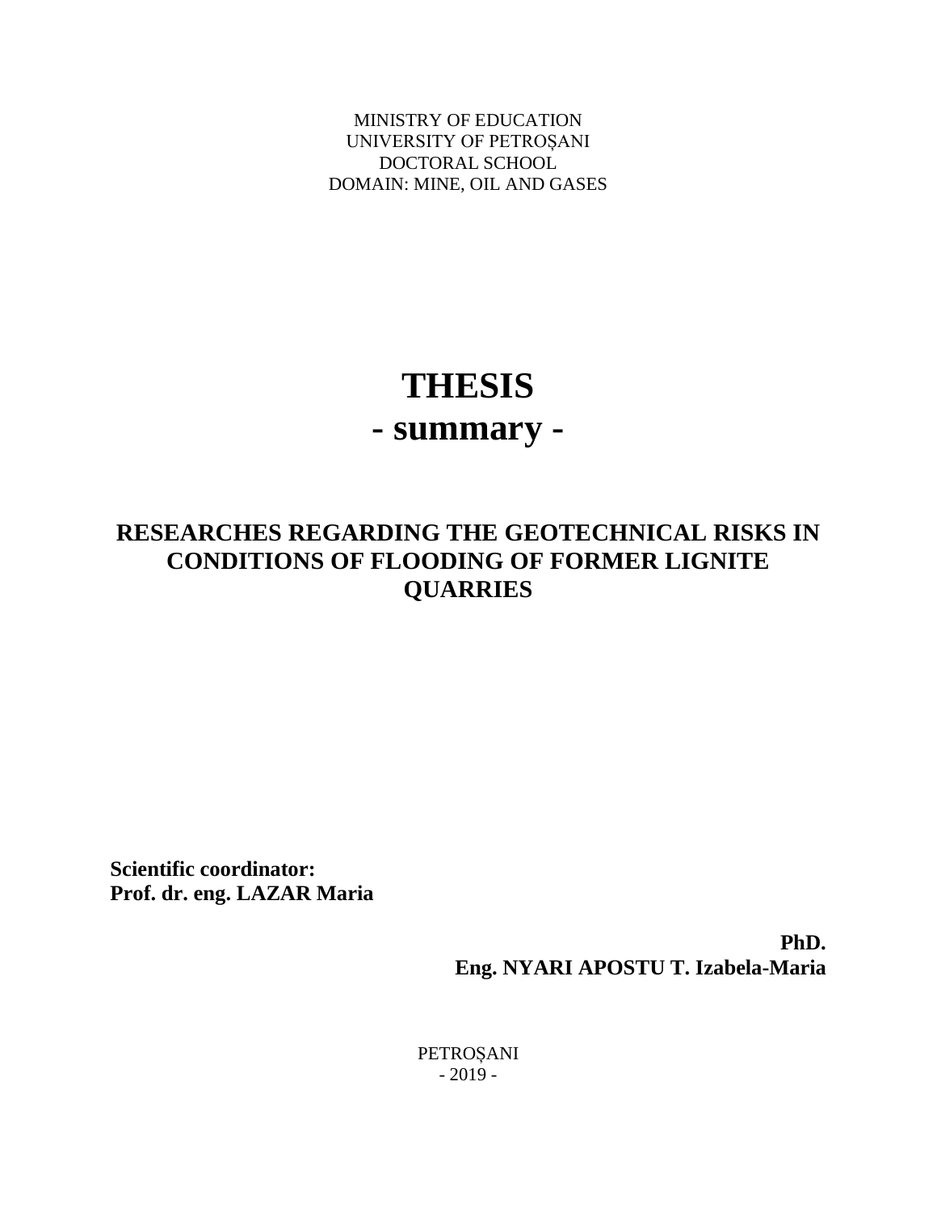MINISTRY OF EDUCATION
UNIVERSITY OF PETROȘANI
DOCTORAL SCHOOL
DOMAIN: MINE, OIL AND GASES

# THESIS
# - summary -

## RESEARCHES REGARDING THE GEOTECHNICAL RISKS IN CONDITIONS OF FLOODING OF FORMER LIGNITE QUARRIES

**Scientific coordinator:**
**Prof. dr. eng. LAZAR Maria**

**PhD.**
**Eng. NYARI APOSTU T. Izabela-Maria**

PETROȘANI
- 2019 -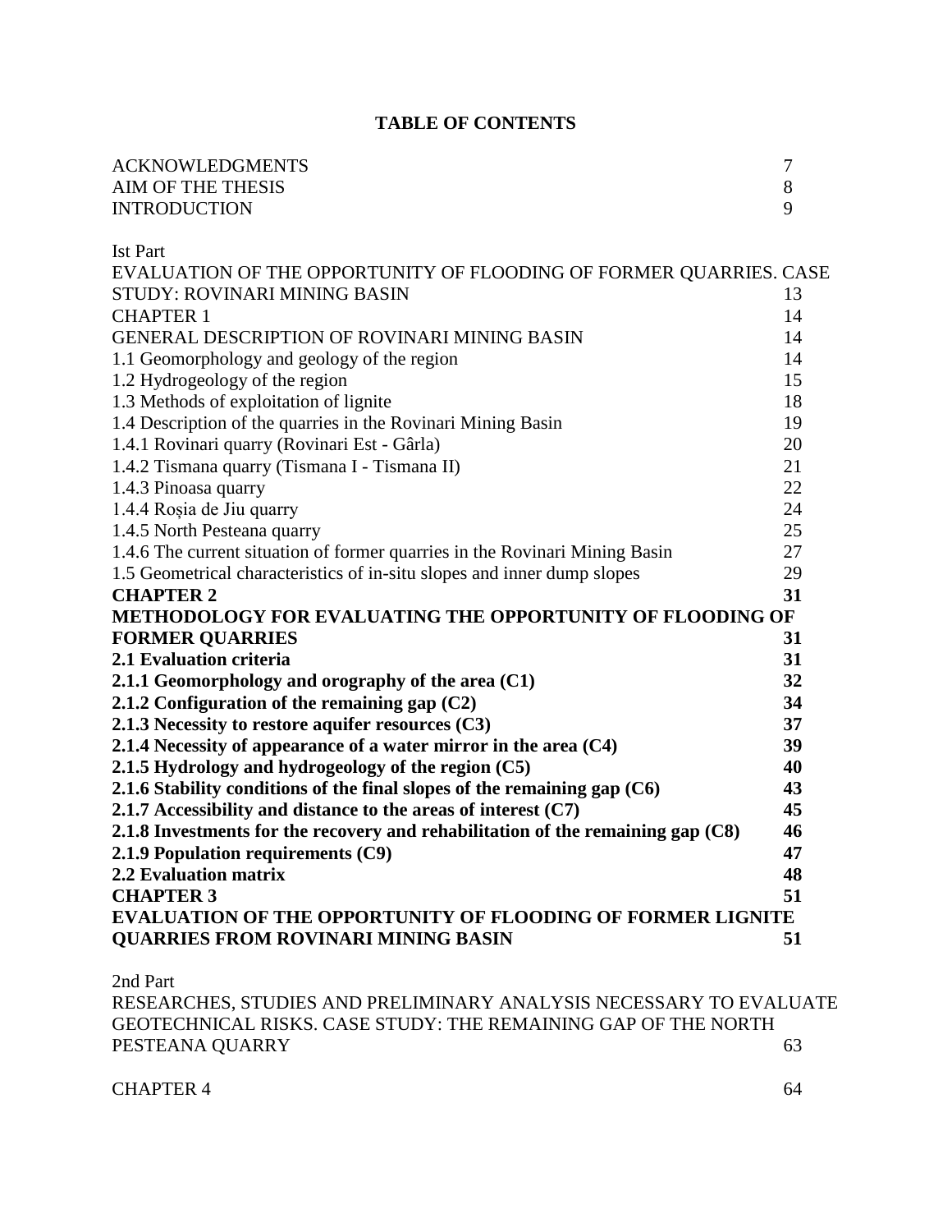# TABLE OF CONTENTS

| | |
|---|---|
| ACKNOWLEDGMENTS | 7 |
| AIM OF THE THESIS | 8 |
| INTRODUCTION | 9 |
| | |
| Ist Part | |
| EVALUATION OF THE OPPORTUNITY OF FLOODING OF FORMER QUARRIES. CASE STUDY: ROVINARI MINING BASIN | 13 |
| CHAPTER 1 | 14 |
| GENERAL DESCRIPTION OF ROVINARI MINING BASIN | 14 |
| 1.1 Geomorphology and geology of the region | 14 |
| 1.2 Hydrogeology of the region | 15 |
| 1.3 Methods of exploitation of lignite | 18 |
| 1.4 Description of the quarries in the Rovinari Mining Basin | 19 |
| 1.4.1 Rovinari quarry (Rovinari Est - Gârla) | 20 |
| 1.4.2 Tismana quarry (Tismana I - Tismana II) | 21 |
| 1.4.3 Pinoasa quarry | 22 |
| 1.4.4 Roșia de Jiu quarry | 24 |
| 1.4.5 North Pesteana quarry | 25 |
| 1.4.6 The current situation of former quarries in the Rovinari Mining Basin | 27 |
| 1.5 Geometrical characteristics of in-situ slopes and inner dump slopes | 29 |
| **CHAPTER 2** | **31** |
| **METHODOLOGY FOR EVALUATING THE OPPORTUNITY OF FLOODING OF FORMER QUARRIES** | **31** |
| **2.1 Evaluation criteria** | **31** |
| **2.1.1 Geomorphology and orography of the area (C1)** | **32** |
| **2.1.2 Configuration of the remaining gap (C2)** | **34** |
| **2.1.3 Necessity to restore aquifer resources (C3)** | **37** |
| **2.1.4 Necessity of appearance of a water mirror in the area (C4)** | **39** |
| **2.1.5 Hydrology and hydrogeology of the region (C5)** | **40** |
| **2.1.6 Stability conditions of the final slopes of the remaining gap (C6)** | **43** |
| **2.1.7 Accessibility and distance to the areas of interest (C7)** | **45** |
| **2.1.8 Investments for the recovery and rehabilitation of the remaining gap (C8)** | **46** |
| **2.1.9 Population requirements (C9)** | **47** |
| **2.2 Evaluation matrix** | **48** |
| **CHAPTER 3** | **51** |
| **EVALUATION OF THE OPPORTUNITY OF FLOODING OF FORMER LIGNITE QUARRIES FROM ROVINARI MINING BASIN** | **51** |
| | |
| 2nd Part | |
| RESEARCHES, STUDIES AND PRELIMINARY ANALYSIS NECESSARY TO EVALUATE GEOTECHNICAL RISKS. CASE STUDY: THE REMAINING GAP OF THE NORTH PESTEANA QUARRY | 63 |
| | |
| CHAPTER 4 | 64 |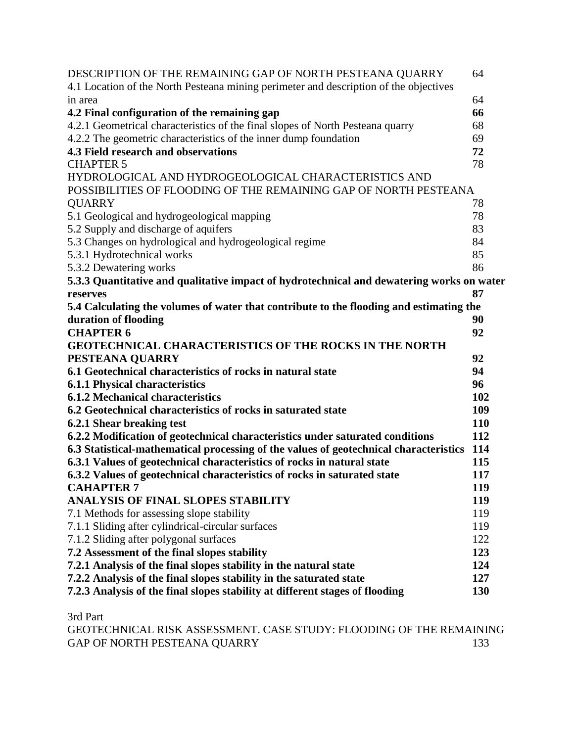| | |
|---|---|
| DESCRIPTION OF THE REMAINING GAP OF NORTH PESTEANA QUARRY | 64 |
| 4.1 Location of the North Pesteana mining perimeter and description of the objectives in area | 64 |
| **4.2 Final configuration of the remaining gap** | **66** |
| 4.2.1 Geometrical characteristics of the final slopes of North Pesteana quarry | 68 |
| 4.2.2 The geometric characteristics of the inner dump foundation | 69 |
| **4.3 Field research and observations** | **72** |
| CHAPTER 5 | 78 |
| HYDROLOGICAL AND HYDROGEOLOGICAL CHARACTERISTICS AND POSSIBILITIES OF FLOODING OF THE REMAINING GAP OF NORTH PESTEANA QUARRY | 78 |
| 5.1 Geological and hydrogeological mapping | 78 |
| 5.2 Supply and discharge of aquifers | 83 |
| 5.3 Changes on hydrological and hydrogeological regime | 84 |
| 5.3.1 Hydrotechnical works | 85 |
| 5.3.2 Dewatering works | 86 |
| **5.3.3 Quantitative and qualitative impact of hydrotechnical and dewatering works on water reserves** | **87** |
| **5.4 Calculating the volumes of water that contribute to the flooding and estimating the duration of flooding** | **90** |
| **CHAPTER 6** | **92** |
| **GEOTECHNICAL CHARACTERISTICS OF THE ROCKS IN THE NORTH PESTEANA QUARRY** | **92** |
| **6.1 Geotechnical characteristics of rocks in natural state** | **94** |
| **6.1.1 Physical characteristics** | **96** |
| **6.1.2 Mechanical characteristics** | **102** |
| **6.2 Geotechnical characteristics of rocks in saturated state** | **109** |
| **6.2.1 Shear breaking test** | **110** |
| **6.2.2 Modification of geotechnical characteristics under saturated conditions** | **112** |
| **6.3 Statistical-mathematical processing of the values of geotechnical characteristics** | **114** |
| **6.3.1 Values of geotechnical characteristics of rocks in natural state** | **115** |
| **6.3.2 Values of geotechnical characteristics of rocks in saturated state** | **117** |
| **CAHAPTER 7** | **119** |
| **ANALYSIS OF FINAL SLOPES STABILITY** | **119** |
| 7.1 Methods for assessing slope stability | 119 |
| 7.1.1 Sliding after cylindrical-circular surfaces | 119 |
| 7.1.2 Sliding after polygonal surfaces | 122 |
| **7.2 Assessment of the final slopes stability** | **123** |
| **7.2.1 Analysis of the final slopes stability in the natural state** | **124** |
| **7.2.2 Analysis of the final slopes stability in the saturated state** | **127** |
| **7.2.3 Analysis of the final slopes stability at different stages of flooding** | **130** |

3rd Part

| | |
|---|---|
| GEOTECHNICAL RISK ASSESSMENT. CASE STUDY: FLOODING OF THE REMAINING GAP OF NORTH PESTEANA QUARRY | 133 |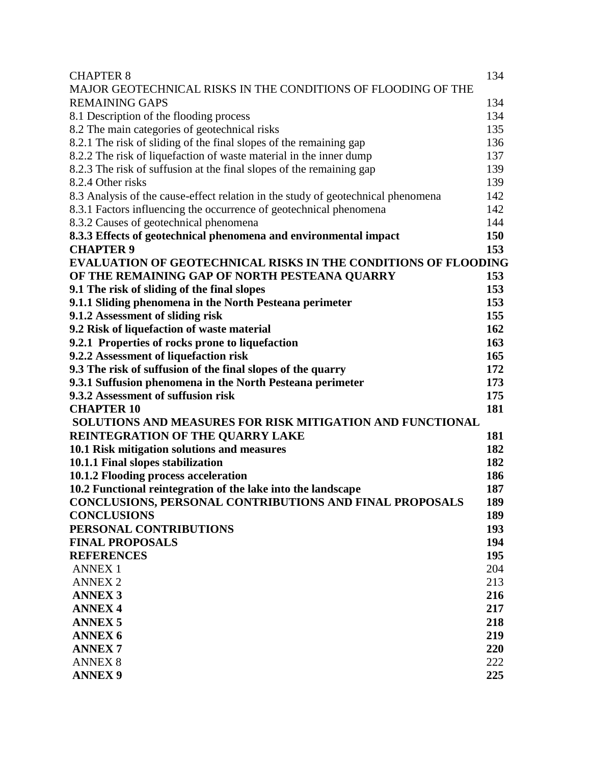| | |
|---|---|
| CHAPTER 8 | 134 |
| MAJOR GEOTECHNICAL RISKS IN THE CONDITIONS OF FLOODING OF THE REMAINING GAPS | 134 |
| 8.1 Description of the flooding process | 134 |
| 8.2 The main categories of geotechnical risks | 135 |
| 8.2.1 The risk of sliding of the final slopes of the remaining gap | 136 |
| 8.2.2 The risk of liquefaction of waste material in the inner dump | 137 |
| 8.2.3 The risk of suffusion at the final slopes of the remaining gap | 139 |
| 8.2.4 Other risks | 139 |
| 8.3 Analysis of the cause-effect relation in the study of geotechnical phenomena | 142 |
| 8.3.1 Factors influencing the occurrence of geotechnical phenomena | 142 |
| 8.3.2 Causes of geotechnical phenomena | 144 |
| **8.3.3 Effects of geotechnical phenomena and environmental impact** | **150** |
| **CHAPTER 9** | **153** |
| **EVALUATION OF GEOTECHNICAL RISKS IN THE CONDITIONS OF FLOODING OF THE REMAINING GAP OF NORTH PESTEANA QUARRY** | **153** |
| **9.1 The risk of sliding of the final slopes** | **153** |
| **9.1.1 Sliding phenomena in the North Pesteana perimeter** | **153** |
| **9.1.2 Assessment of sliding risk** | **155** |
| **9.2 Risk of liquefaction of waste material** | **162** |
| **9.2.1 Properties of rocks prone to liquefaction** | **163** |
| **9.2.2 Assessment of liquefaction risk** | **165** |
| **9.3 The risk of suffusion of the final slopes of the quarry** | **172** |
| **9.3.1 Suffusion phenomena in the North Pesteana perimeter** | **173** |
| **9.3.2 Assessment of suffusion risk** | **175** |
| **CHAPTER 10** | **181** |
| **SOLUTIONS AND MEASURES FOR RISK MITIGATION AND FUNCTIONAL REINTEGRATION OF THE QUARRY LAKE** | **181** |
| **10.1 Risk mitigation solutions and measures** | **182** |
| **10.1.1 Final slopes stabilization** | **182** |
| **10.1.2 Flooding process acceleration** | **186** |
| **10.2 Functional reintegration of the lake into the landscape** | **187** |
| **CONCLUSIONS, PERSONAL CONTRIBUTIONS AND FINAL PROPOSALS** | **189** |
| **CONCLUSIONS** | **189** |
| **PERSONAL CONTRIBUTIONS** | **193** |
| **FINAL PROPOSALS** | **194** |
| **REFERENCES** | **195** |
| ANNEX 1 | 204 |
| ANNEX 2 | 213 |
| **ANNEX 3** | **216** |
| **ANNEX 4** | **217** |
| **ANNEX 5** | **218** |
| **ANNEX 6** | **219** |
| **ANNEX 7** | **220** |
| ANNEX 8 | 222 |
| **ANNEX 9** | **225** |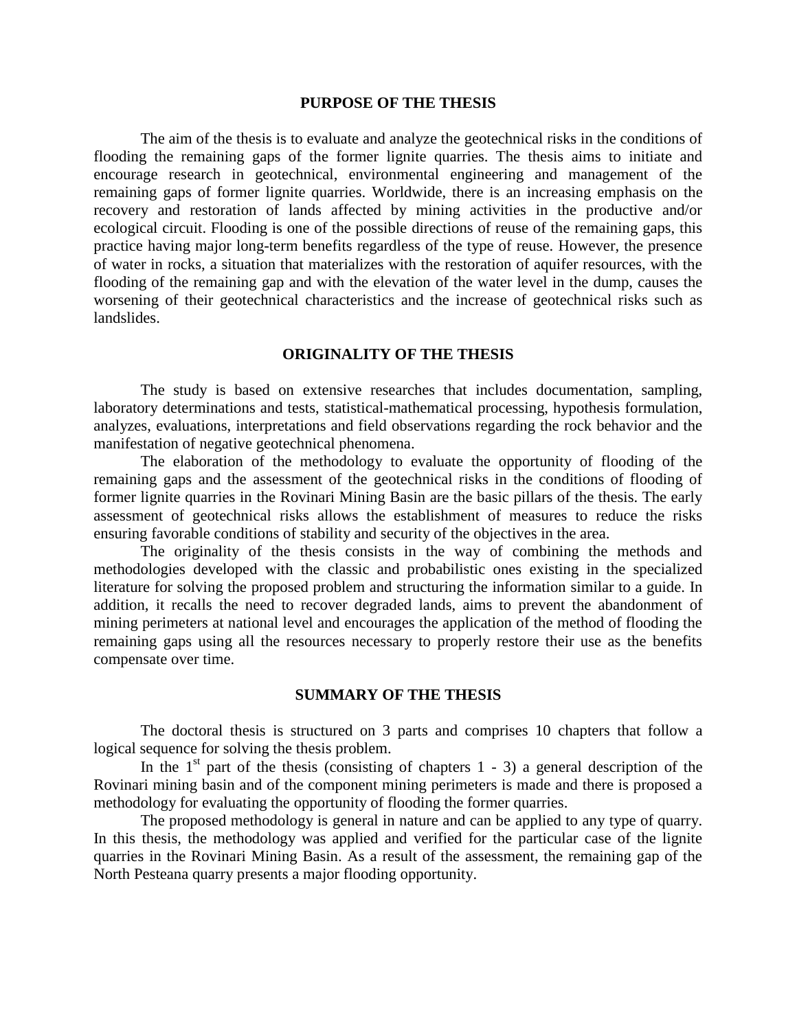## PURPOSE OF THE THESIS

The aim of the thesis is to evaluate and analyze the geotechnical risks in the conditions of flooding the remaining gaps of the former lignite quarries. The thesis aims to initiate and encourage research in geotechnical, environmental engineering and management of the remaining gaps of former lignite quarries. Worldwide, there is an increasing emphasis on the recovery and restoration of lands affected by mining activities in the productive and/or ecological circuit. Flooding is one of the possible directions of reuse of the remaining gaps, this practice having major long-term benefits regardless of the type of reuse. However, the presence of water in rocks, a situation that materializes with the restoration of aquifer resources, with the flooding of the remaining gap and with the elevation of the water level in the dump, causes the worsening of their geotechnical characteristics and the increase of geotechnical risks such as landslides.

## ORIGINALITY OF THE THESIS

The study is based on extensive researches that includes documentation, sampling, laboratory determinations and tests, statistical-mathematical processing, hypothesis formulation, analyzes, evaluations, interpretations and field observations regarding the rock behavior and the manifestation of negative geotechnical phenomena.

The elaboration of the methodology to evaluate the opportunity of flooding of the remaining gaps and the assessment of the geotechnical risks in the conditions of flooding of former lignite quarries in the Rovinari Mining Basin are the basic pillars of the thesis. The early assessment of geotechnical risks allows the establishment of measures to reduce the risks ensuring favorable conditions of stability and security of the objectives in the area.

The originality of the thesis consists in the way of combining the methods and methodologies developed with the classic and probabilistic ones existing in the specialized literature for solving the proposed problem and structuring the information similar to a guide. In addition, it recalls the need to recover degraded lands, aims to prevent the abandonment of mining perimeters at national level and encourages the application of the method of flooding the remaining gaps using all the resources necessary to properly restore their use as the benefits compensate over time.

## SUMMARY OF THE THESIS

The doctoral thesis is structured on 3 parts and comprises 10 chapters that follow a logical sequence for solving the thesis problem.

In the 1st part of the thesis (consisting of chapters 1 - 3) a general description of the Rovinari mining basin and of the component mining perimeters is made and there is proposed a methodology for evaluating the opportunity of flooding the former quarries.

The proposed methodology is general in nature and can be applied to any type of quarry. In this thesis, the methodology was applied and verified for the particular case of the lignite quarries in the Rovinari Mining Basin. As a result of the assessment, the remaining gap of the North Pesteana quarry presents a major flooding opportunity.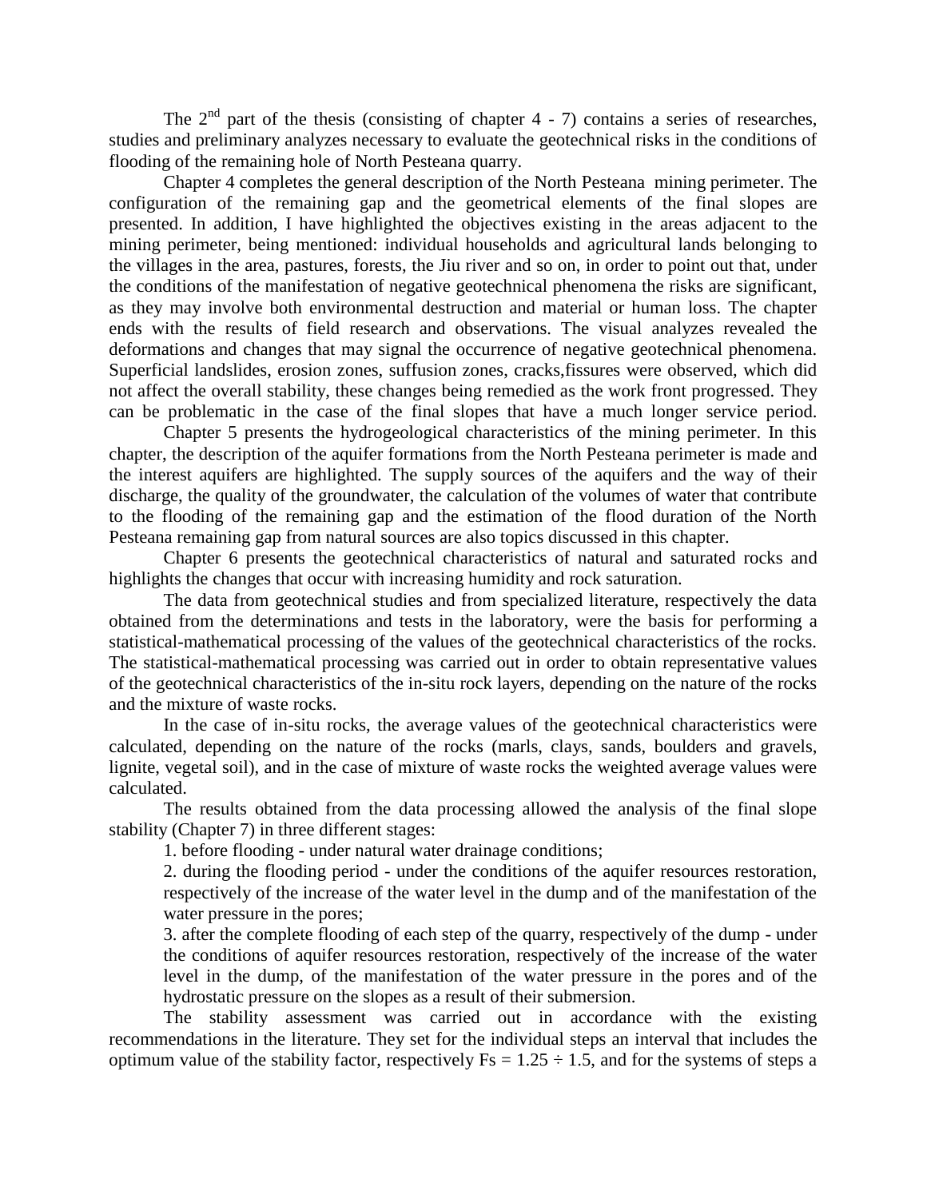The $2^{nd}$ part of the thesis (consisting of chapter 4 - 7) contains a series of researches, studies and preliminary analyzes necessary to evaluate the geotechnical risks in the conditions of flooding of the remaining hole of North Pesteana quarry.

Chapter 4 completes the general description of the North Pesteana mining perimeter. The configuration of the remaining gap and the geometrical elements of the final slopes are presented. In addition, I have highlighted the objectives existing in the areas adjacent to the mining perimeter, being mentioned: individual households and agricultural lands belonging to the villages in the area, pastures, forests, the Jiu river and so on, in order to point out that, under the conditions of the manifestation of negative geotechnical phenomena the risks are significant, as they may involve both environmental destruction and material or human loss. The chapter ends with the results of field research and observations. The visual analyzes revealed the deformations and changes that may signal the occurrence of negative geotechnical phenomena. Superficial landslides, erosion zones, suffusion zones, cracks,fissures were observed, which did not affect the overall stability, these changes being remedied as the work front progressed. They can be problematic in the case of the final slopes that have a much longer service period.

Chapter 5 presents the hydrogeological characteristics of the mining perimeter. In this chapter, the description of the aquifer formations from the North Pesteana perimeter is made and the interest aquifers are highlighted. The supply sources of the aquifers and the way of their discharge, the quality of the groundwater, the calculation of the volumes of water that contribute to the flooding of the remaining gap and the estimation of the flood duration of the North Pesteana remaining gap from natural sources are also topics discussed in this chapter.

Chapter 6 presents the geotechnical characteristics of natural and saturated rocks and highlights the changes that occur with increasing humidity and rock saturation.

The data from geotechnical studies and from specialized literature, respectively the data obtained from the determinations and tests in the laboratory, were the basis for performing a statistical-mathematical processing of the values of the geotechnical characteristics of the rocks. The statistical-mathematical processing was carried out in order to obtain representative values of the geotechnical characteristics of the in-situ rock layers, depending on the nature of the rocks and the mixture of waste rocks.

In the case of in-situ rocks, the average values of the geotechnical characteristics were calculated, depending on the nature of the rocks (marls, clays, sands, boulders and gravels, lignite, vegetal soil), and in the case of mixture of waste rocks the weighted average values were calculated.

The results obtained from the data processing allowed the analysis of the final slope stability (Chapter 7) in three different stages:

1. before flooding - under natural water drainage conditions;
2. during the flooding period - under the conditions of the aquifer resources restoration, respectively of the increase of the water level in the dump and of the manifestation of the water pressure in the pores;
3. after the complete flooding of each step of the quarry, respectively of the dump - under the conditions of aquifer resources restoration, respectively of the increase of the water level in the dump, of the manifestation of the water pressure in the pores and of the hydrostatic pressure on the slopes as a result of their submersion.

The stability assessment was carried out in accordance with the existing recommendations in the literature. They set for the individual steps an interval that includes the optimum value of the stability factor, respectively $F_s = 1.25 \div 1.5$, and for the systems of steps a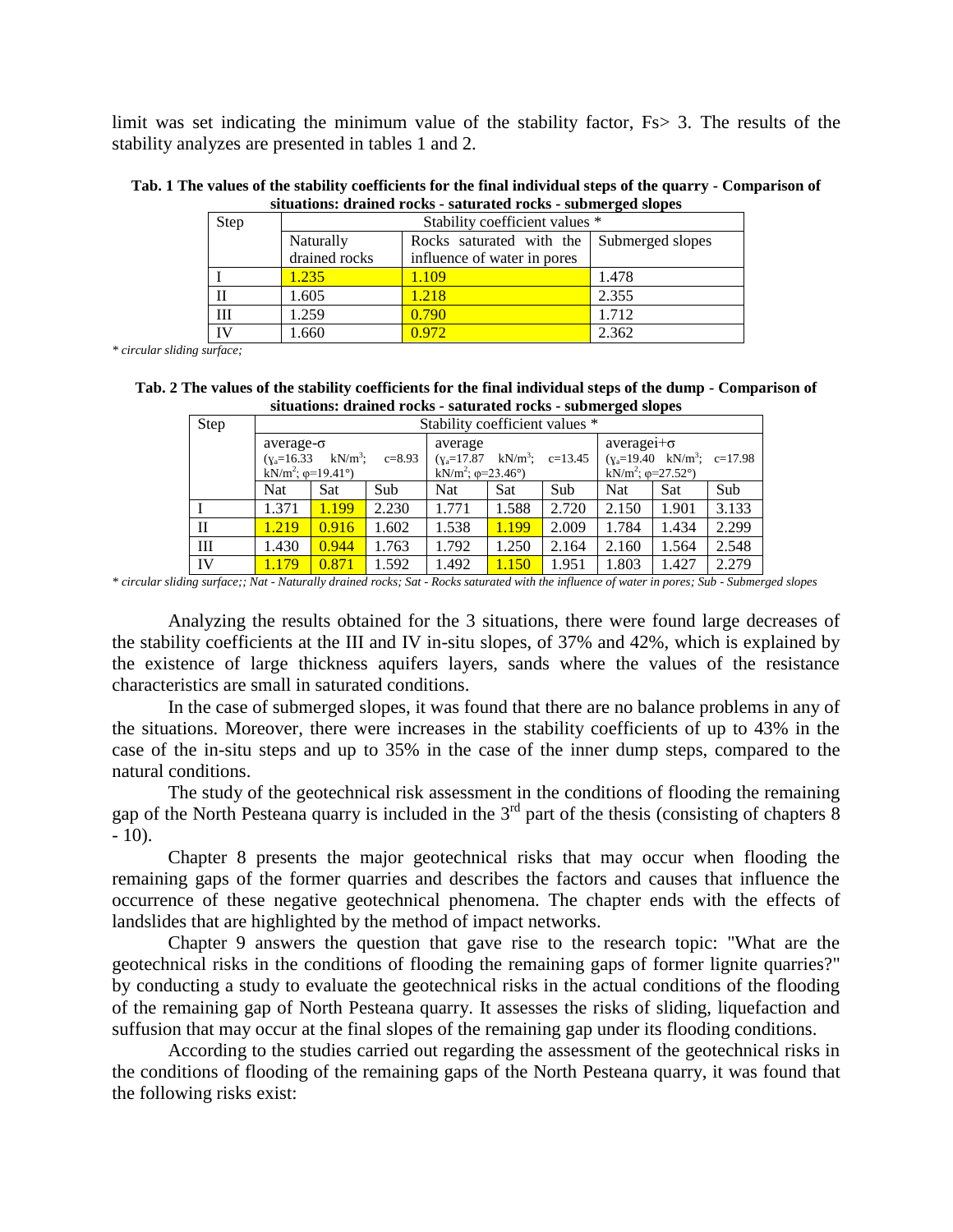limit was set indicating the minimum value of the stability factor, Fs> 3. The results of the stability analyzes are presented in tables 1 and 2.

**Tab. 1 The values of the stability coefficients for the final individual steps of the quarry - Comparison of situations: drained rocks - saturated rocks - submerged slopes**

| Step | Stability coefficient values * | | |
|---|---|---|---|
| | Naturally drained rocks | Rocks saturated with the influence of water in pores | Submerged slopes |
| I | 1.235 | 1.109 | 1.478 |
| II | 1.605 | 1.218 | 2.355 |
| III | 1.259 | 0.790 | 1.712 |
| IV | 1.660 | 0.972 | 2.362 |

*\* circular sliding surface;*

**Tab. 2 The values of the stability coefficients for the final individual steps of the dump - Comparison of situations: drained rocks - saturated rocks - submerged slopes**

| Step | Stability coefficient values * | | | | | | | | |
|---|---|---|---|---|---|---|---|---|---|
| | average-σ ($\gamma_a$=16.33 kN/m$^3$; c=8.93 kN/m$^2$; φ=19.41°) | | | average ($\gamma_a$=17.87 kN/m$^3$; c=13.45 kN/m$^2$; φ=23.46°) | | | averagei+σ ($\gamma_a$=19.40 kN/m$^3$; c=17.98 kN/m$^2$; φ=27.52°) | | |
| | Nat | Sat | Sub | Nat | Sat | Sub | Nat | Sat | Sub |
| I | 1.371 | 1.199 | 2.230 | 1.771 | 1.588 | 2.720 | 2.150 | 1.901 | 3.133 |
| II | 1.219 | 0.916 | 1.602 | 1.538 | 1.199 | 2.009 | 1.784 | 1.434 | 2.299 |
| III | 1.430 | 0.944 | 1.763 | 1.792 | 1.250 | 2.164 | 2.160 | 1.564 | 2.548 |
| IV | 1.179 | 0.871 | 1.592 | 1.492 | 1.150 | 1.951 | 1.803 | 1.427 | 2.279 |

*\* circular sliding surface;; Nat - Naturally drained rocks; Sat - Rocks saturated with the influence of water in pores; Sub - Submerged slopes*

Analyzing the results obtained for the 3 situations, there were found large decreases of the stability coefficients at the III and IV in-situ slopes, of 37% and 42%, which is explained by the existence of large thickness aquifers layers, sands where the values of the resistance characteristics are small in saturated conditions.

In the case of submerged slopes, it was found that there are no balance problems in any of the situations. Moreover, there were increases in the stability coefficients of up to 43% in the case of the in-situ steps and up to 35% in the case of the inner dump steps, compared to the natural conditions.

The study of the geotechnical risk assessment in the conditions of flooding the remaining gap of the North Pesteana quarry is included in the 3rd part of the thesis (consisting of chapters 8 - 10).

Chapter 8 presents the major geotechnical risks that may occur when flooding the remaining gaps of the former quarries and describes the factors and causes that influence the occurrence of these negative geotechnical phenomena. The chapter ends with the effects of landslides that are highlighted by the method of impact networks.

Chapter 9 answers the question that gave rise to the research topic: "What are the geotechnical risks in the conditions of flooding the remaining gaps of former lignite quarries?" by conducting a study to evaluate the geotechnical risks in the actual conditions of the flooding of the remaining gap of North Pesteana quarry. It assesses the risks of sliding, liquefaction and suffusion that may occur at the final slopes of the remaining gap under its flooding conditions.

According to the studies carried out regarding the assessment of the geotechnical risks in the conditions of flooding of the remaining gaps of the North Pesteana quarry, it was found that the following risks exist: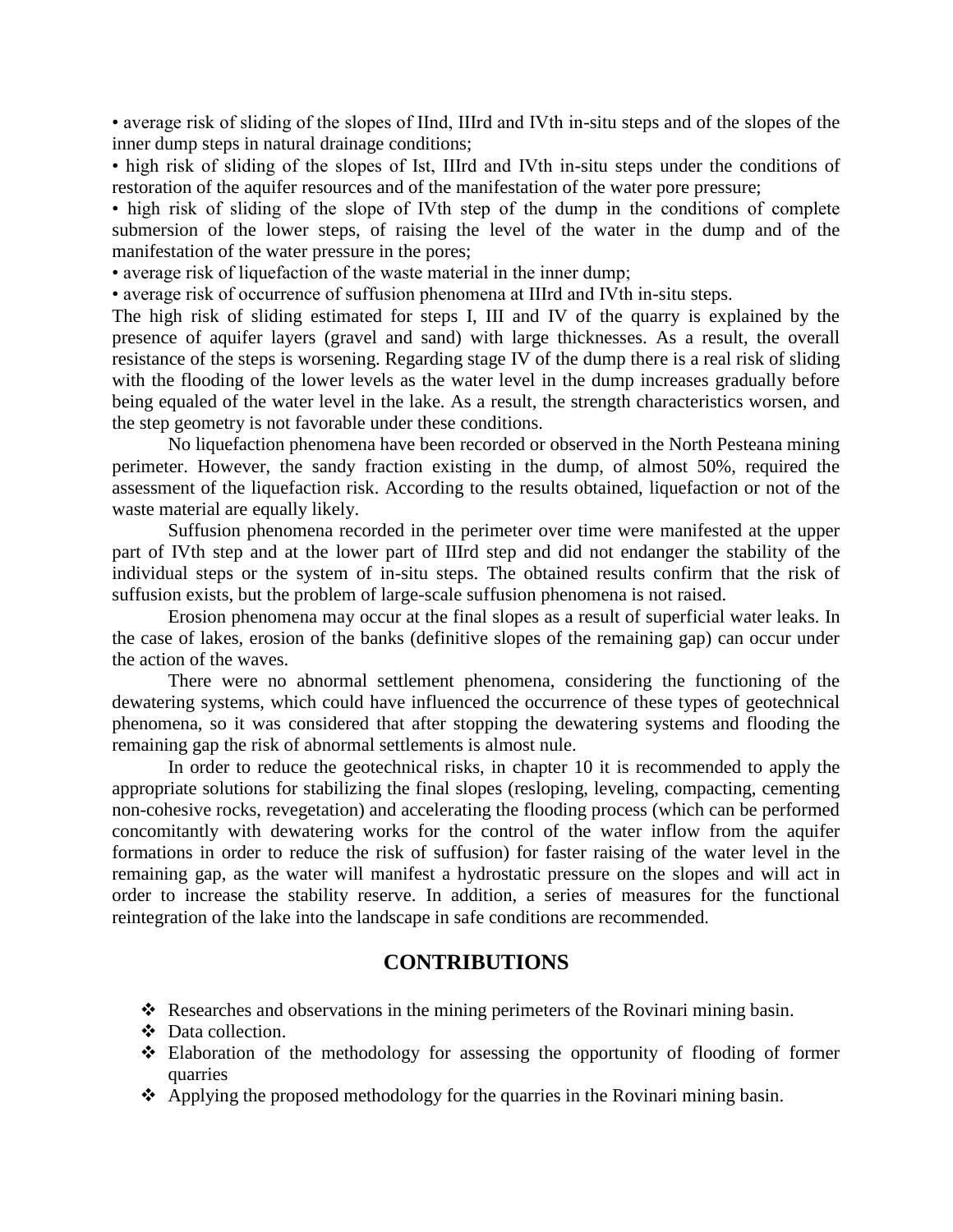- average risk of sliding of the slopes of IInd, IIIrd and IVth in-situ steps and of the slopes of the inner dump steps in natural drainage conditions;
- high risk of sliding of the slopes of Ist, IIIrd and IVth in-situ steps under the conditions of restoration of the aquifer resources and of the manifestation of the water pore pressure;
- high risk of sliding of the slope of IVth step of the dump in the conditions of complete submersion of the lower steps, of raising the level of the water in the dump and of the manifestation of the water pressure in the pores;
- average risk of liquefaction of the waste material in the inner dump;
- average risk of occurrence of suffusion phenomena at IIIrd and IVth in-situ steps.

The high risk of sliding estimated for steps I, III and IV of the quarry is explained by the presence of aquifer layers (gravel and sand) with large thicknesses. As a result, the overall resistance of the steps is worsening. Regarding stage IV of the dump there is a real risk of sliding with the flooding of the lower levels as the water level in the dump increases gradually before being equaled of the water level in the lake. As a result, the strength characteristics worsen, and the step geometry is not favorable under these conditions.

No liquefaction phenomena have been recorded or observed in the North Pesteana mining perimeter. However, the sandy fraction existing in the dump, of almost 50%, required the assessment of the liquefaction risk. According to the results obtained, liquefaction or not of the waste material are equally likely.

Suffusion phenomena recorded in the perimeter over time were manifested at the upper part of IVth step and at the lower part of IIIrd step and did not endanger the stability of the individual steps or the system of in-situ steps. The obtained results confirm that the risk of suffusion exists, but the problem of large-scale suffusion phenomena is not raised.

Erosion phenomena may occur at the final slopes as a result of superficial water leaks. In the case of lakes, erosion of the banks (definitive slopes of the remaining gap) can occur under the action of the waves.

There were no abnormal settlement phenomena, considering the functioning of the dewatering systems, which could have influenced the occurrence of these types of geotechnical phenomena, so it was considered that after stopping the dewatering systems and flooding the remaining gap the risk of abnormal settlements is almost nule.

In order to reduce the geotechnical risks, in chapter 10 it is recommended to apply the appropriate solutions for stabilizing the final slopes (resloping, leveling, compacting, cementing non-cohesive rocks, revegetation) and accelerating the flooding process (which can be performed concomitantly with dewatering works for the control of the water inflow from the aquifer formations in order to reduce the risk of suffusion) for faster raising of the water level in the remaining gap, as the water will manifest a hydrostatic pressure on the slopes and will act in order to increase the stability reserve. In addition, a series of measures for the functional reintegration of the lake into the landscape in safe conditions are recommended.

## CONTRIBUTIONS

- Researches and observations in the mining perimeters of the Rovinari mining basin.
- Data collection.
- Elaboration of the methodology for assessing the opportunity of flooding of former quarries
- Applying the proposed methodology for the quarries in the Rovinari mining basin.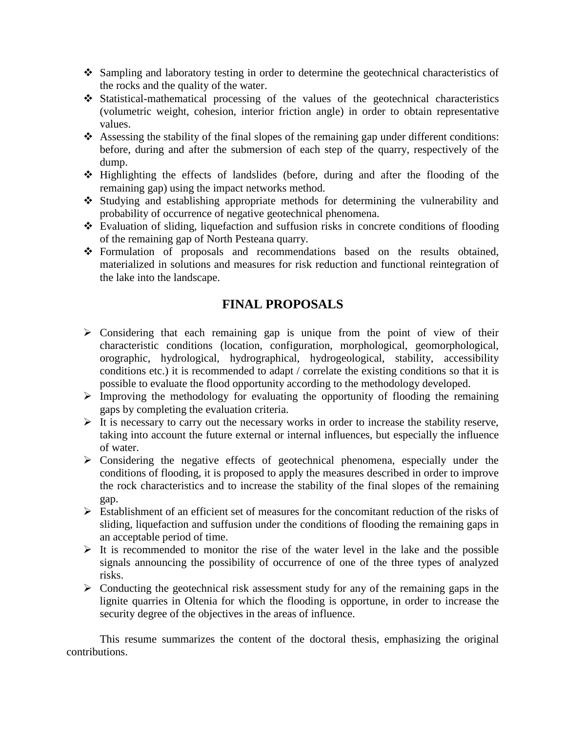- Sampling and laboratory testing in order to determine the geotechnical characteristics of the rocks and the quality of the water.
- Statistical-mathematical processing of the values of the geotechnical characteristics (volumetric weight, cohesion, interior friction angle) in order to obtain representative values.
- Assessing the stability of the final slopes of the remaining gap under different conditions: before, during and after the submersion of each step of the quarry, respectively of the dump.
- Highlighting the effects of landslides (before, during and after the flooding of the remaining gap) using the impact networks method.
- Studying and establishing appropriate methods for determining the vulnerability and probability of occurrence of negative geotechnical phenomena.
- Evaluation of sliding, liquefaction and suffusion risks in concrete conditions of flooding of the remaining gap of North Pesteana quarry.
- Formulation of proposals and recommendations based on the results obtained, materialized in solutions and measures for risk reduction and functional reintegration of the lake into the landscape.

## FINAL PROPOSALS

- Considering that each remaining gap is unique from the point of view of their characteristic conditions (location, configuration, morphological, geomorphological, orographic, hydrological, hydrographical, hydrogeological, stability, accessibility conditions etc.) it is recommended to adapt / correlate the existing conditions so that it is possible to evaluate the flood opportunity according to the methodology developed.
- Improving the methodology for evaluating the opportunity of flooding the remaining gaps by completing the evaluation criteria.
- It is necessary to carry out the necessary works in order to increase the stability reserve, taking into account the future external or internal influences, but especially the influence of water.
- Considering the negative effects of geotechnical phenomena, especially under the conditions of flooding, it is proposed to apply the measures described in order to improve the rock characteristics and to increase the stability of the final slopes of the remaining gap.
- Establishment of an efficient set of measures for the concomitant reduction of the risks of sliding, liquefaction and suffusion under the conditions of flooding the remaining gaps in an acceptable period of time.
- It is recommended to monitor the rise of the water level in the lake and the possible signals announcing the possibility of occurrence of one of the three types of analyzed risks.
- Conducting the geotechnical risk assessment study for any of the remaining gaps in the lignite quarries in Oltenia for which the flooding is opportune, in order to increase the security degree of the objectives in the areas of influence.

This resume summarizes the content of the doctoral thesis, emphasizing the original contributions.